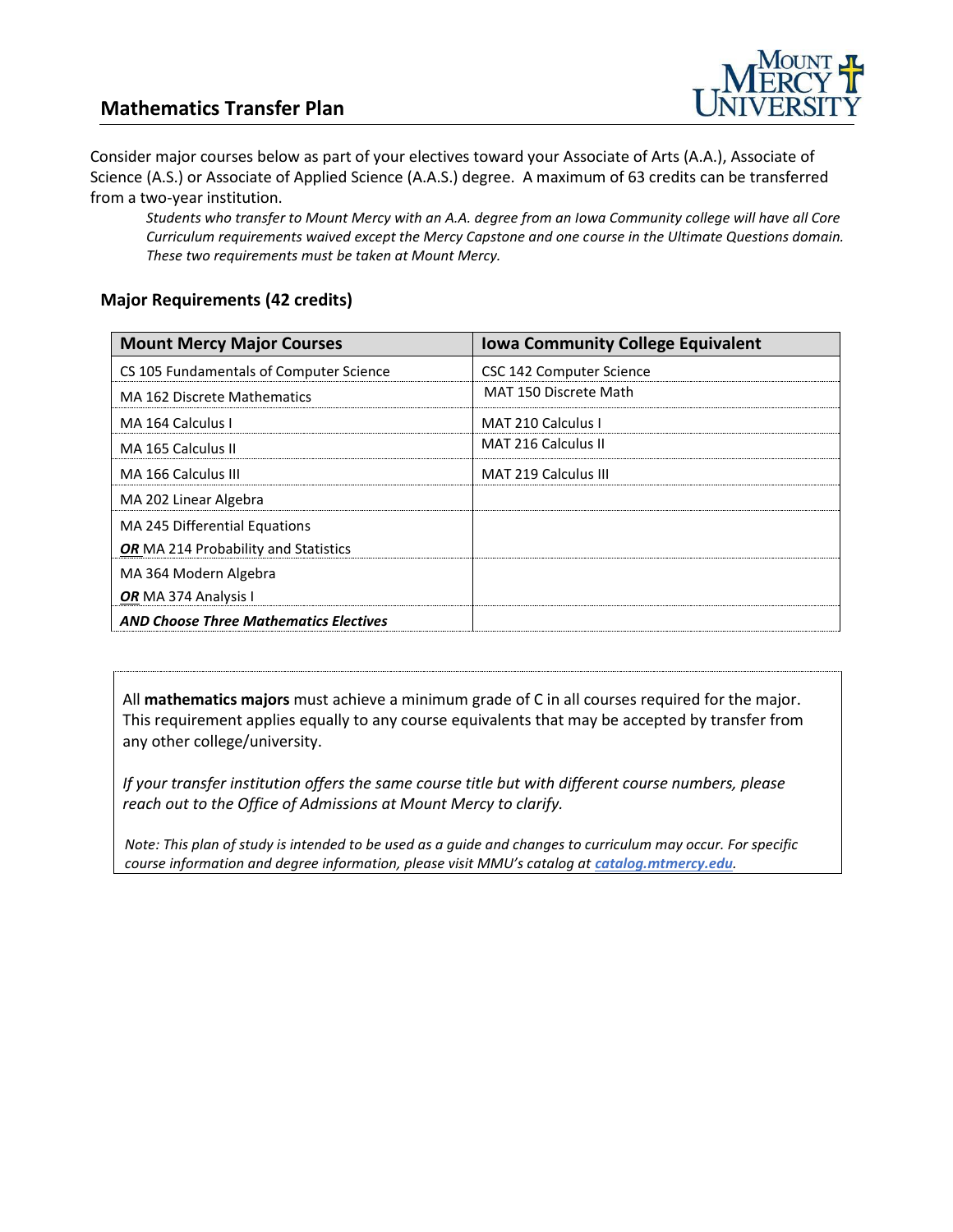# Mathematics Transfer Plan

Consider major courses below as part of your electives toward your Associate of Arts (A.A.), Associate of Science (A.S.) or Associate of Applied Science (A.A.S.) degree. A maximum of 63 credits can be transferred from a two-year institution.

> *Students who transfer to Mount Mercy with an A.A. degree from an Iowa Community college will have all Core Curriculum requirements waived except the Mercy Capstone and one course in the Ultimate Questions domain. These two requirements must be taken at Mount Mercy.*

## Major Requirements (42 credits)

| Mount Mercy Major Courses | Iowa Community College Equivalent |
|---|---|
| CS 105 Fundamentals of Computer Science | CSC 142 Computer Science |
| MA 162 Discrete Mathematics | MAT 150 Discrete Math |
| MA 164 Calculus I | MAT 210 Calculus I |
| MA 165 Calculus II | MAT 216 Calculus II |
| MA 166 Calculus III | MAT 219 Calculus III |
| MA 202 Linear Algebra | |
| MA 245 Differential Equations<br>***OR*** MA 214 Probability and Statistics | |
| MA 364 Modern Algebra<br>***OR*** MA 374 Analysis I | |
| ***AND Choose Three Mathematics Electives*** | |

All **mathematics majors** must achieve a minimum grade of C in all courses required for the major. This requirement applies equally to any course equivalents that may be accepted by transfer from any other college/university.

*If your transfer institution offers the same course title but with different course numbers, please reach out to the Office of Admissions at Mount Mercy to clarify.*

*Note: This plan of study is intended to be used as a guide and changes to curriculum may occur. For specific course information and degree information, please visit MMU's catalog at **catalog.mtmercy.edu**.*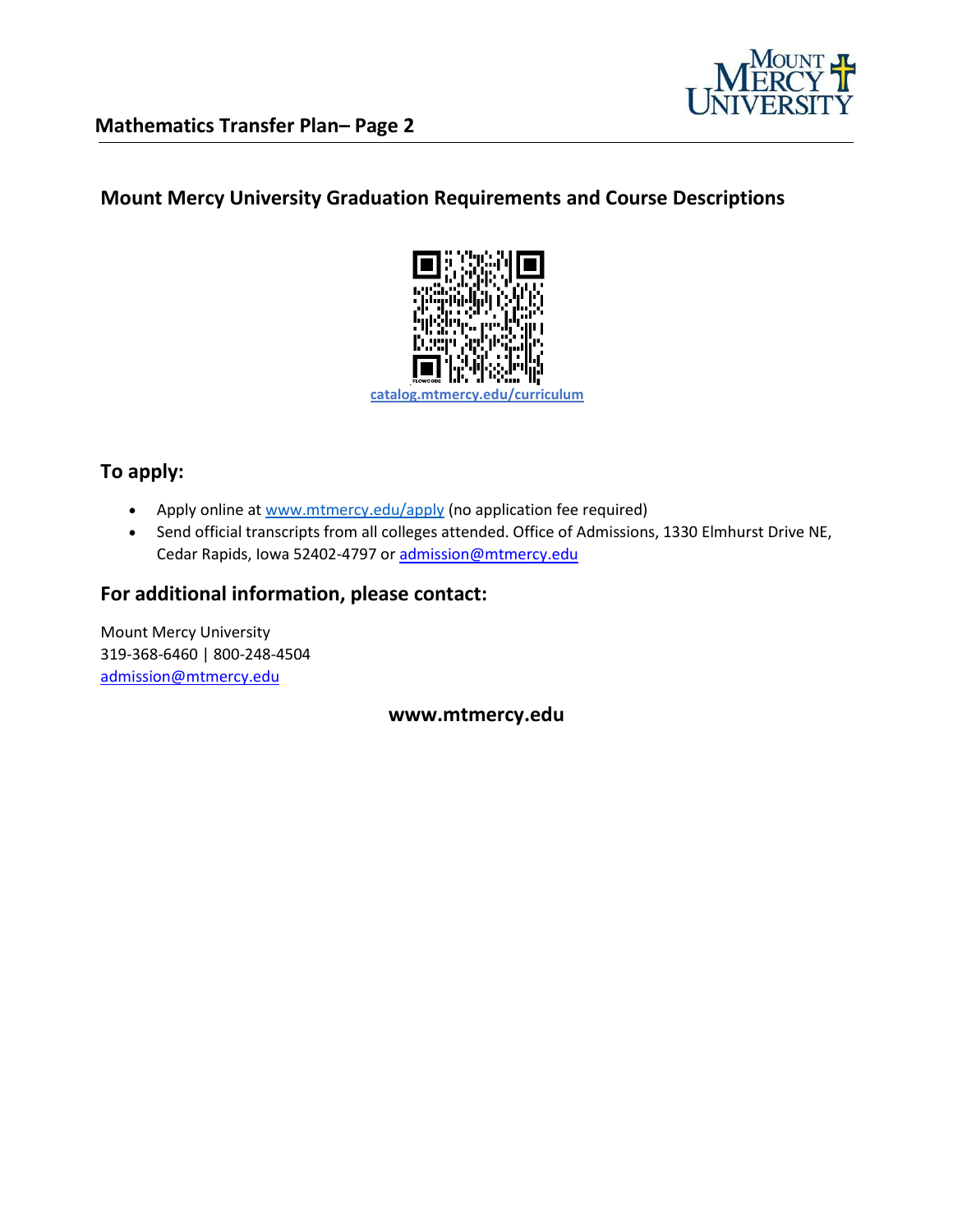## Mount Mercy University Graduation Requirements and Course Descriptions

catalog.mtmercy.edu/curriculum

## To apply:

- Apply online at www.mtmercy.edu/apply (no application fee required)
- Send official transcripts from all colleges attended. Office of Admissions, 1330 Elmhurst Drive NE, Cedar Rapids, Iowa 52402-4797 or admission@mtmercy.edu

## For additional information, please contact:

Mount Mercy University
319-368-6460 | 800-248-4504
admission@mtmercy.edu

**www.mtmercy.edu**